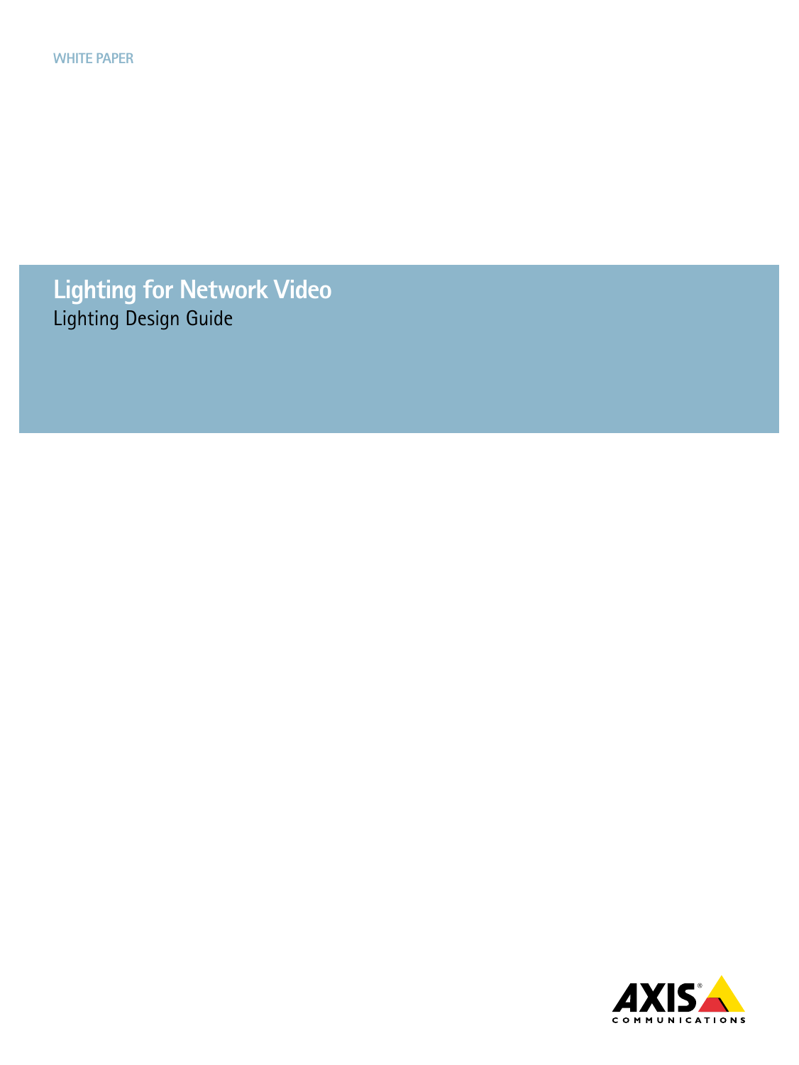WHITE PAPER

# Lighting for Network Video

## Lighting Design Guide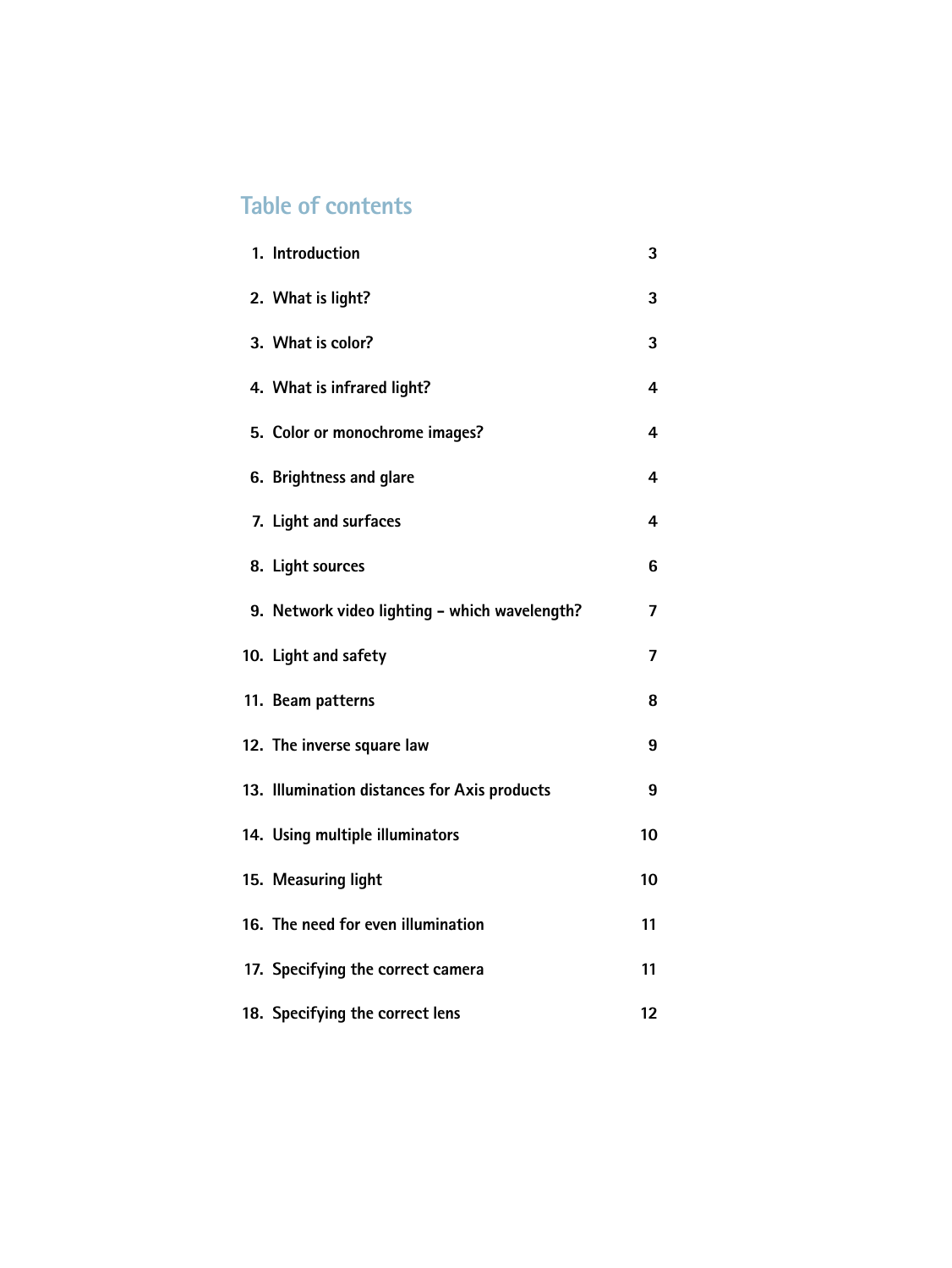## Table of contents

| | |
|---|---|
| 1. Introduction | 3 |
| 2. What is light? | 3 |
| 3. What is color? | 3 |
| 4. What is infrared light? | 4 |
| 5. Color or monochrome images? | 4 |
| 6. Brightness and glare | 4 |
| 7. Light and surfaces | 4 |
| 8. Light sources | 6 |
| 9. Network video lighting – which wavelength? | 7 |
| 10. Light and safety | 7 |
| 11. Beam patterns | 8 |
| 12. The inverse square law | 9 |
| 13. Illumination distances for Axis products | 9 |
| 14. Using multiple illuminators | 10 |
| 15. Measuring light | 10 |
| 16. The need for even illumination | 11 |
| 17. Specifying the correct camera | 11 |
| 18. Specifying the correct lens | 12 |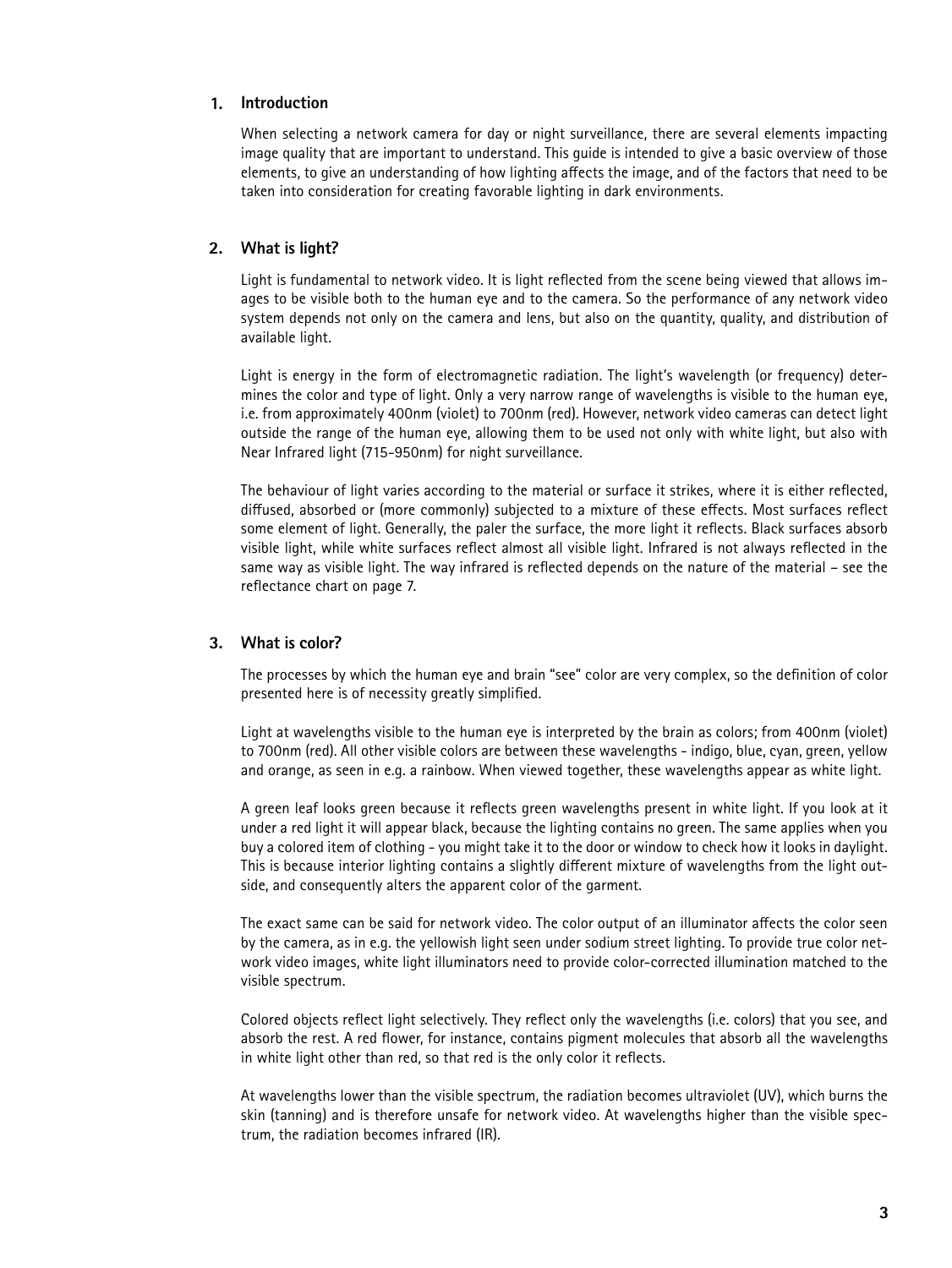## 1. Introduction

When selecting a network camera for day or night surveillance, there are several elements impacting image quality that are important to understand. This guide is intended to give a basic overview of those elements, to give an understanding of how lighting affects the image, and of the factors that need to be taken into consideration for creating favorable lighting in dark environments.

## 2. What is light?

Light is fundamental to network video. It is light reflected from the scene being viewed that allows images to be visible both to the human eye and to the camera. So the performance of any network video system depends not only on the camera and lens, but also on the quantity, quality, and distribution of available light.

Light is energy in the form of electromagnetic radiation. The light's wavelength (or frequency) determines the color and type of light. Only a very narrow range of wavelengths is visible to the human eye, i.e. from approximately 400nm (violet) to 700nm (red). However, network video cameras can detect light outside the range of the human eye, allowing them to be used not only with white light, but also with Near Infrared light (715-950nm) for night surveillance.

The behaviour of light varies according to the material or surface it strikes, where it is either reflected, diffused, absorbed or (more commonly) subjected to a mixture of these effects. Most surfaces reflect some element of light. Generally, the paler the surface, the more light it reflects. Black surfaces absorb visible light, while white surfaces reflect almost all visible light. Infrared is not always reflected in the same way as visible light. The way infrared is reflected depends on the nature of the material – see the reflectance chart on page 7.

## 3. What is color?

The processes by which the human eye and brain "see" color are very complex, so the definition of color presented here is of necessity greatly simplified.

Light at wavelengths visible to the human eye is interpreted by the brain as colors; from 400nm (violet) to 700nm (red). All other visible colors are between these wavelengths - indigo, blue, cyan, green, yellow and orange, as seen in e.g. a rainbow. When viewed together, these wavelengths appear as white light.

A green leaf looks green because it reflects green wavelengths present in white light. If you look at it under a red light it will appear black, because the lighting contains no green. The same applies when you buy a colored item of clothing - you might take it to the door or window to check how it looks in daylight. This is because interior lighting contains a slightly different mixture of wavelengths from the light outside, and consequently alters the apparent color of the garment.

The exact same can be said for network video. The color output of an illuminator affects the color seen by the camera, as in e.g. the yellowish light seen under sodium street lighting. To provide true color network video images, white light illuminators need to provide color-corrected illumination matched to the visible spectrum.

Colored objects reflect light selectively. They reflect only the wavelengths (i.e. colors) that you see, and absorb the rest. A red flower, for instance, contains pigment molecules that absorb all the wavelengths in white light other than red, so that red is the only color it reflects.

At wavelengths lower than the visible spectrum, the radiation becomes ultraviolet (UV), which burns the skin (tanning) and is therefore unsafe for network video. At wavelengths higher than the visible spectrum, the radiation becomes infrared (IR).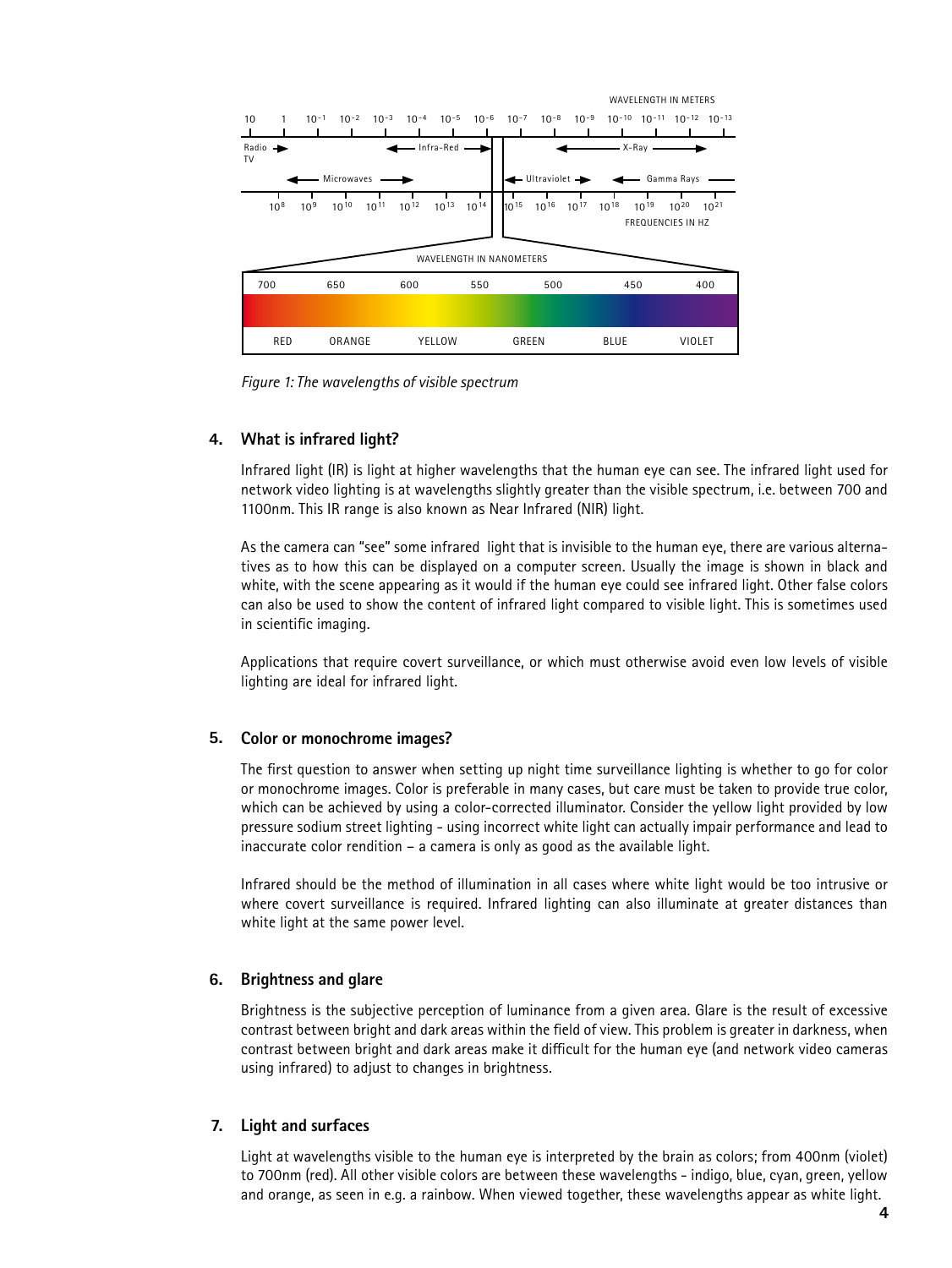*Figure 1: The wavelengths of visible spectrum*

## 4. What is infrared light?

Infrared light (IR) is light at higher wavelengths that the human eye can see. The infrared light used for network video lighting is at wavelengths slightly greater than the visible spectrum, i.e. between 700 and 1100nm. This IR range is also known as Near Infrared (NIR) light.

As the camera can "see" some infrared light that is invisible to the human eye, there are various alternatives as to how this can be displayed on a computer screen. Usually the image is shown in black and white, with the scene appearing as it would if the human eye could see infrared light. Other false colors can also be used to show the content of infrared light compared to visible light. This is sometimes used in scientific imaging.

Applications that require covert surveillance, or which must otherwise avoid even low levels of visible lighting are ideal for infrared light.

## 5. Color or monochrome images?

The first question to answer when setting up night time surveillance lighting is whether to go for color or monochrome images. Color is preferable in many cases, but care must be taken to provide true color, which can be achieved by using a color-corrected illuminator. Consider the yellow light provided by low pressure sodium street lighting - using incorrect white light can actually impair performance and lead to inaccurate color rendition – a camera is only as good as the available light.

Infrared should be the method of illumination in all cases where white light would be too intrusive or where covert surveillance is required. Infrared lighting can also illuminate at greater distances than white light at the same power level.

## 6. Brightness and glare

Brightness is the subjective perception of luminance from a given area. Glare is the result of excessive contrast between bright and dark areas within the field of view. This problem is greater in darkness, when contrast between bright and dark areas make it difficult for the human eye (and network video cameras using infrared) to adjust to changes in brightness.

## 7. Light and surfaces

Light at wavelengths visible to the human eye is interpreted by the brain as colors; from 400nm (violet) to 700nm (red). All other visible colors are between these wavelengths - indigo, blue, cyan, green, yellow and orange, as seen in e.g. a rainbow. When viewed together, these wavelengths appear as white light.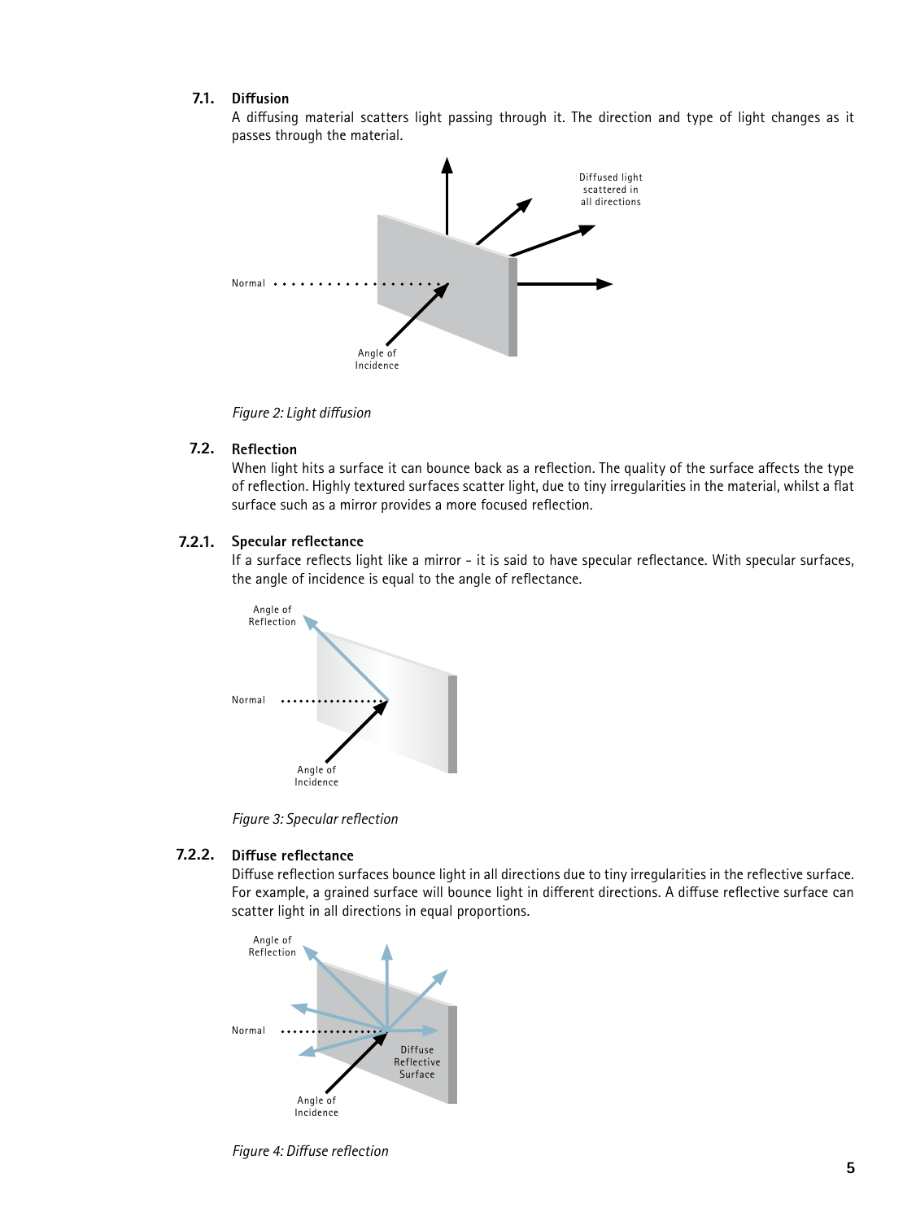### 7.1. Diffusion

A diffusing material scatters light passing through it. The direction and type of light changes as it passes through the material.

*Figure 2: Light diffusion*

### 7.2. Reflection

When light hits a surface it can bounce back as a reflection. The quality of the surface affects the type of reflection. Highly textured surfaces scatter light, due to tiny irregularities in the material, whilst a flat surface such as a mirror provides a more focused reflection.

#### 7.2.1. Specular reflectance

If a surface reflects light like a mirror - it is said to have specular reflectance. With specular surfaces, the angle of incidence is equal to the angle of reflectance.

*Figure 3: Specular reflection*

#### 7.2.2. Diffuse reflectance

Diffuse reflection surfaces bounce light in all directions due to tiny irregularities in the reflective surface. For example, a grained surface will bounce light in different directions. A diffuse reflective surface can scatter light in all directions in equal proportions.

*Figure 4: Diffuse reflection*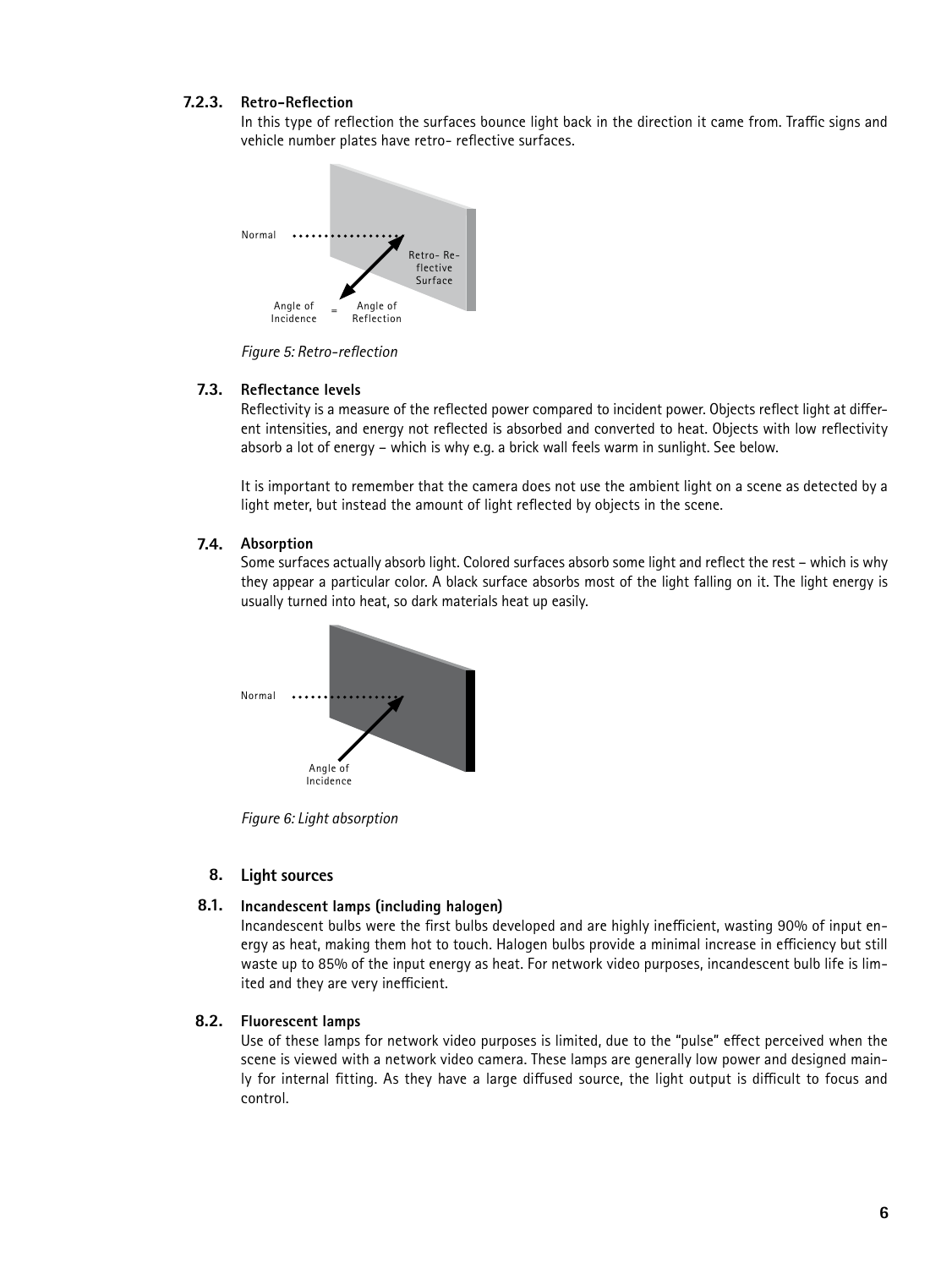### 7.2.3. Retro-Reflection

In this type of reflection the surfaces bounce light back in the direction it came from. Traffic signs and vehicle number plates have retro- reflective surfaces.

*Figure 5: Retro-reflection*

## 7.3. Reflectance levels

Reflectivity is a measure of the reflected power compared to incident power. Objects reflect light at different intensities, and energy not reflected is absorbed and converted to heat. Objects with low reflectivity absorb a lot of energy – which is why e.g. a brick wall feels warm in sunlight. See below.

It is important to remember that the camera does not use the ambient light on a scene as detected by a light meter, but instead the amount of light reflected by objects in the scene.

## 7.4. Absorption

Some surfaces actually absorb light. Colored surfaces absorb some light and reflect the rest – which is why they appear a particular color. A black surface absorbs most of the light falling on it. The light energy is usually turned into heat, so dark materials heat up easily.

*Figure 6: Light absorption*

# 8. Light sources

## 8.1. Incandescent lamps (including halogen)

Incandescent bulbs were the first bulbs developed and are highly inefficient, wasting 90% of input energy as heat, making them hot to touch. Halogen bulbs provide a minimal increase in efficiency but still waste up to 85% of the input energy as heat. For network video purposes, incandescent bulb life is limited and they are very inefficient.

## 8.2. Fluorescent lamps

Use of these lamps for network video purposes is limited, due to the "pulse" effect perceived when the scene is viewed with a network video camera. These lamps are generally low power and designed mainly for internal fitting. As they have a large diffused source, the light output is difficult to focus and control.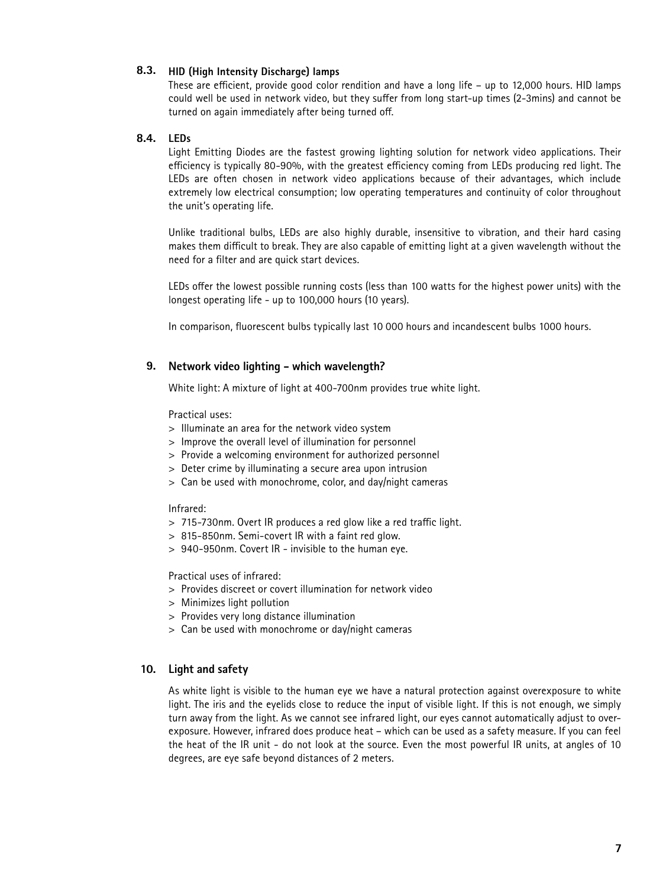### 8.3. HID (High Intensity Discharge) lamps

These are efficient, provide good color rendition and have a long life – up to 12,000 hours. HID lamps could well be used in network video, but they suffer from long start-up times (2-3mins) and cannot be turned on again immediately after being turned off.

### 8.4. LEDs

Light Emitting Diodes are the fastest growing lighting solution for network video applications. Their efficiency is typically 80-90%, with the greatest efficiency coming from LEDs producing red light. The LEDs are often chosen in network video applications because of their advantages, which include extremely low electrical consumption; low operating temperatures and continuity of color throughout the unit's operating life.

Unlike traditional bulbs, LEDs are also highly durable, insensitive to vibration, and their hard casing makes them difficult to break. They are also capable of emitting light at a given wavelength without the need for a filter and are quick start devices.

LEDs offer the lowest possible running costs (less than 100 watts for the highest power units) with the longest operating life - up to 100,000 hours (10 years).

In comparison, fluorescent bulbs typically last 10 000 hours and incandescent bulbs 1000 hours.

## 9. Network video lighting – which wavelength?

White light: A mixture of light at 400-700nm provides true white light.

Practical uses:

> Illuminate an area for the network video system
> Improve the overall level of illumination for personnel
> Provide a welcoming environment for authorized personnel
> Deter crime by illuminating a secure area upon intrusion
> Can be used with monochrome, color, and day/night cameras

Infrared:

> 715-730nm. Overt IR produces a red glow like a red traffic light.
> 815-850nm. Semi-covert IR with a faint red glow.
> 940-950nm. Covert IR - invisible to the human eye.

Practical uses of infrared:

> Provides discreet or covert illumination for network video
> Minimizes light pollution
> Provides very long distance illumination
> Can be used with monochrome or day/night cameras

## 10. Light and safety

As white light is visible to the human eye we have a natural protection against overexposure to white light. The iris and the eyelids close to reduce the input of visible light. If this is not enough, we simply turn away from the light. As we cannot see infrared light, our eyes cannot automatically adjust to over-exposure. However, infrared does produce heat – which can be used as a safety measure. If you can feel the heat of the IR unit - do not look at the source. Even the most powerful IR units, at angles of 10 degrees, are eye safe beyond distances of 2 meters.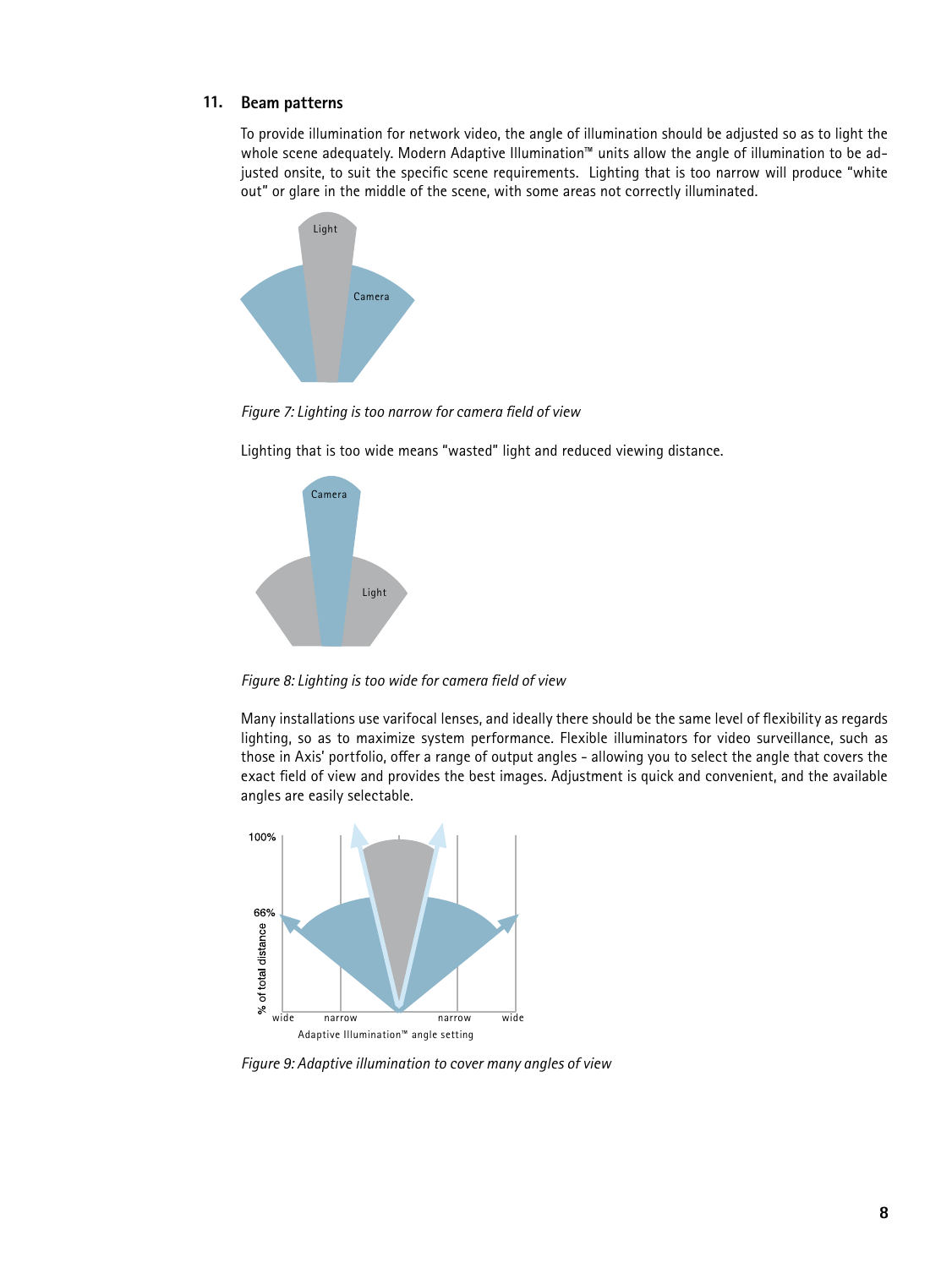## 11. Beam patterns

To provide illumination for network video, the angle of illumination should be adjusted so as to light the whole scene adequately. Modern Adaptive Illumination™ units allow the angle of illumination to be adjusted onsite, to suit the specific scene requirements. Lighting that is too narrow will produce "white out" or glare in the middle of the scene, with some areas not correctly illuminated.

*Figure 7: Lighting is too narrow for camera field of view*

Lighting that is too wide means "wasted" light and reduced viewing distance.

*Figure 8: Lighting is too wide for camera field of view*

Many installations use varifocal lenses, and ideally there should be the same level of flexibility as regards lighting, so as to maximize system performance. Flexible illuminators for video surveillance, such as those in Axis' portfolio, offer a range of output angles - allowing you to select the angle that covers the exact field of view and provides the best images. Adjustment is quick and convenient, and the available angles are easily selectable.

*Figure 9: Adaptive illumination to cover many angles of view*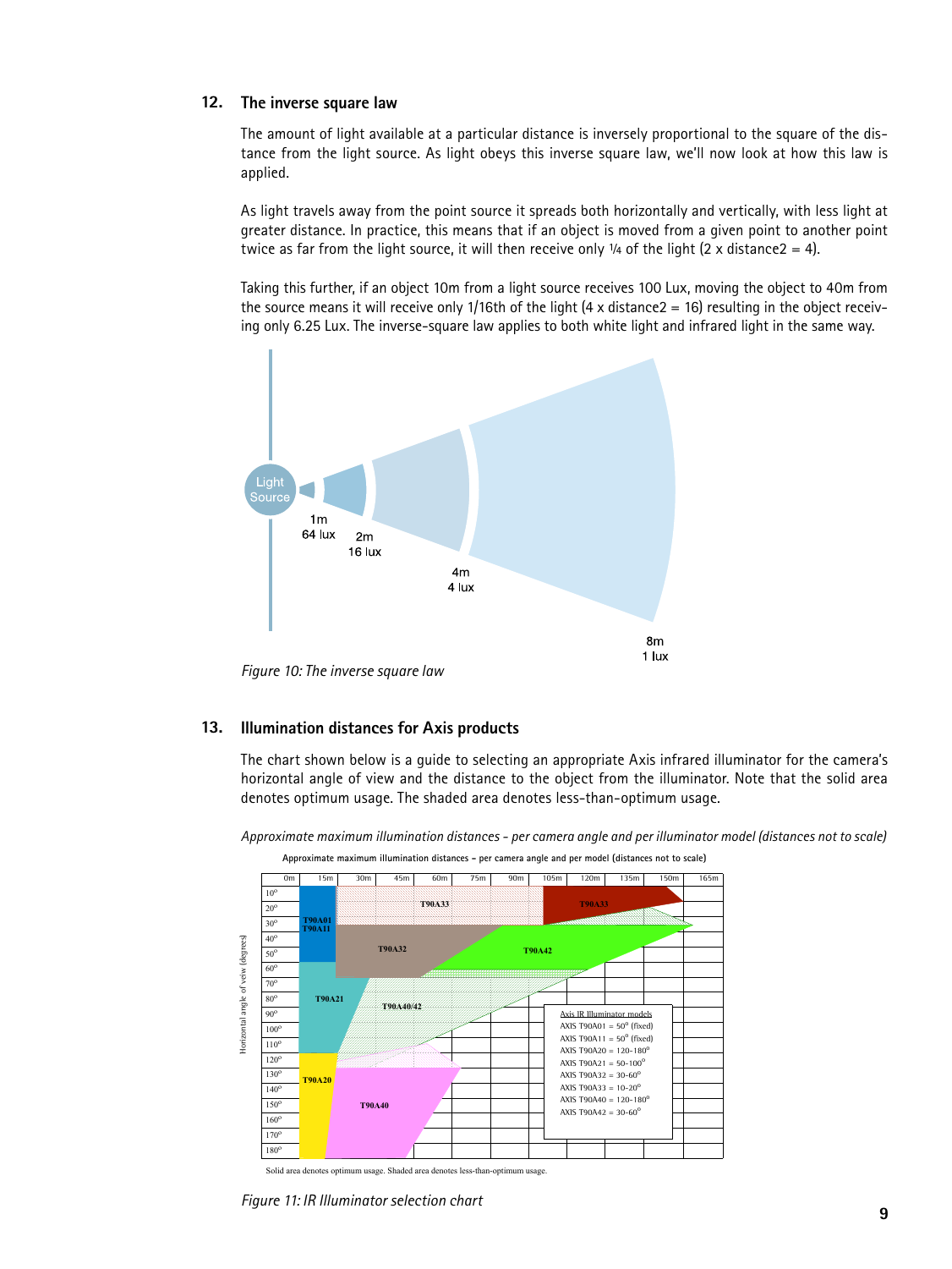## 12. The inverse square law

The amount of light available at a particular distance is inversely proportional to the square of the distance from the light source. As light obeys this inverse square law, we'll now look at how this law is applied.

As light travels away from the point source it spreads both horizontally and vertically, with less light at greater distance. In practice, this means that if an object is moved from a given point to another point twice as far from the light source, it will then receive only ¼ of the light (2 x distance2 = 4).

Taking this further, if an object 10m from a light source receives 100 Lux, moving the object to 40m from the source means it will receive only 1/16th of the light (4 x distance2 = 16) resulting in the object receiving only 6.25 Lux. The inverse-square law applies to both white light and infrared light in the same way.

*Figure 10: The inverse square law*

## 13. Illumination distances for Axis products

The chart shown below is a guide to selecting an appropriate Axis infrared illuminator for the camera's horizontal angle of view and the distance to the object from the illuminator. Note that the solid area denotes optimum usage. The shaded area denotes less-than-optimum usage.

*Approximate maximum illumination distances - per camera angle and per illuminator model (distances not to scale)*

Axis IR Illuminator models
- AXIS T90A01 = 50° (fixed)
- AXIS T90A11 = 50° (fixed)
- AXIS T90A20 = 120-180°
- AXIS T90A21 = 50-100°
- AXIS T90A32 = 30-60°
- AXIS T90A33 = 10-20°
- AXIS T90A40 = 120-180°
- AXIS T90A42 = 30-60°

Solid area denotes optimum usage. Shaded area denotes less-than-optimum usage.

*Figure 11: IR Illuminator selection chart*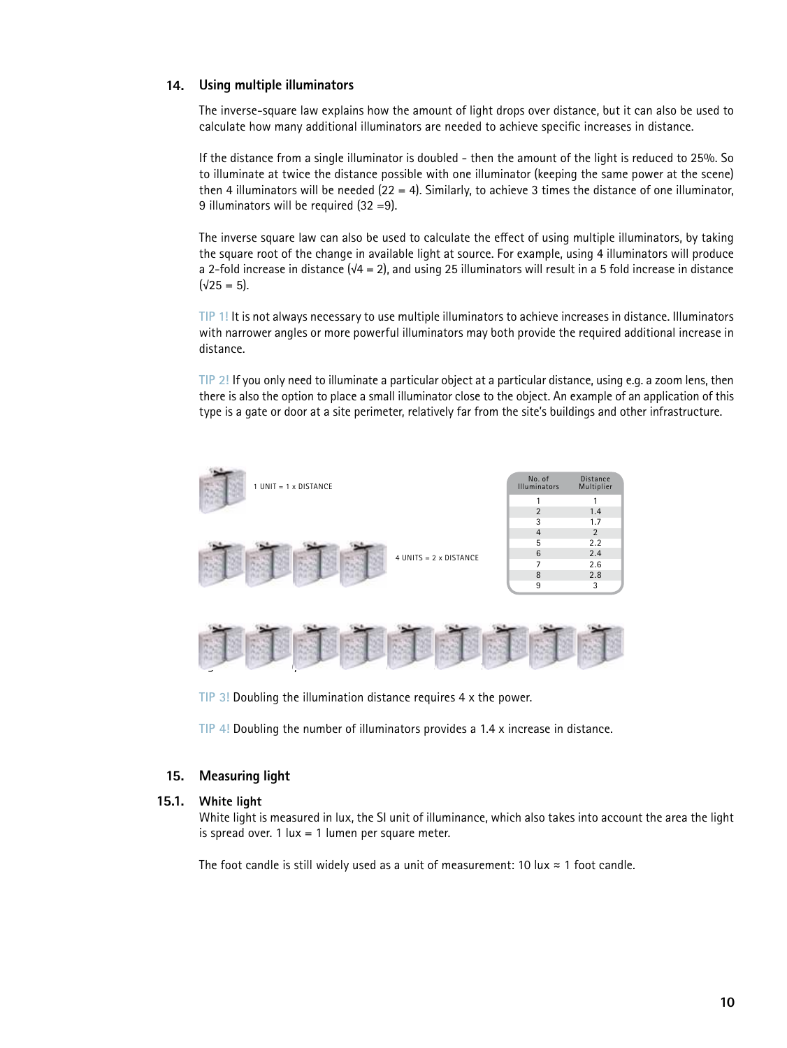## 14. Using multiple illuminators

The inverse-square law explains how the amount of light drops over distance, but it can also be used to calculate how many additional illuminators are needed to achieve specific increases in distance.

If the distance from a single illuminator is doubled - then the amount of the light is reduced to 25%. So to illuminate at twice the distance possible with one illuminator (keeping the same power at the scene) then 4 illuminators will be needed (22 = 4). Similarly, to achieve 3 times the distance of one illuminator, 9 illuminators will be required (32 =9).

The inverse square law can also be used to calculate the effect of using multiple illuminators, by taking the square root of the change in available light at source. For example, using 4 illuminators will produce a 2-fold increase in distance ($\sqrt{4} = 2$), and using 25 illuminators will result in a 5 fold increase in distance ($\sqrt{25} = 5$).

TIP 1! It is not always necessary to use multiple illuminators to achieve increases in distance. Illuminators with narrower angles or more powerful illuminators may both provide the required additional increase in distance.

TIP 2! If you only need to illuminate a particular object at a particular distance, using e.g. a zoom lens, then there is also the option to place a small illuminator close to the object. An example of an application of this type is a gate or door at a site perimeter, relatively far from the site's buildings and other infrastructure.

1 UNIT = 1 x DISTANCE

4 UNITS = 2 x DISTANCE

| No. of Illuminators | Distance Multiplier |
|---|---|
| 1 | 1 |
| 2 | 1.4 |
| 3 | 1.7 |
| 4 | 2 |
| 5 | 2.2 |
| 6 | 2.4 |
| 7 | 2.6 |
| 8 | 2.8 |
| 9 | 3 |

TIP 3! Doubling the illumination distance requires 4 x the power.

TIP 4! Doubling the number of illuminators provides a 1.4 x increase in distance.

## 15. Measuring light

### 15.1. White light

White light is measured in lux, the SI unit of illuminance, which also takes into account the area the light is spread over. 1 lux = 1 lumen per square meter.

The foot candle is still widely used as a unit of measurement: 10 lux ≈ 1 foot candle.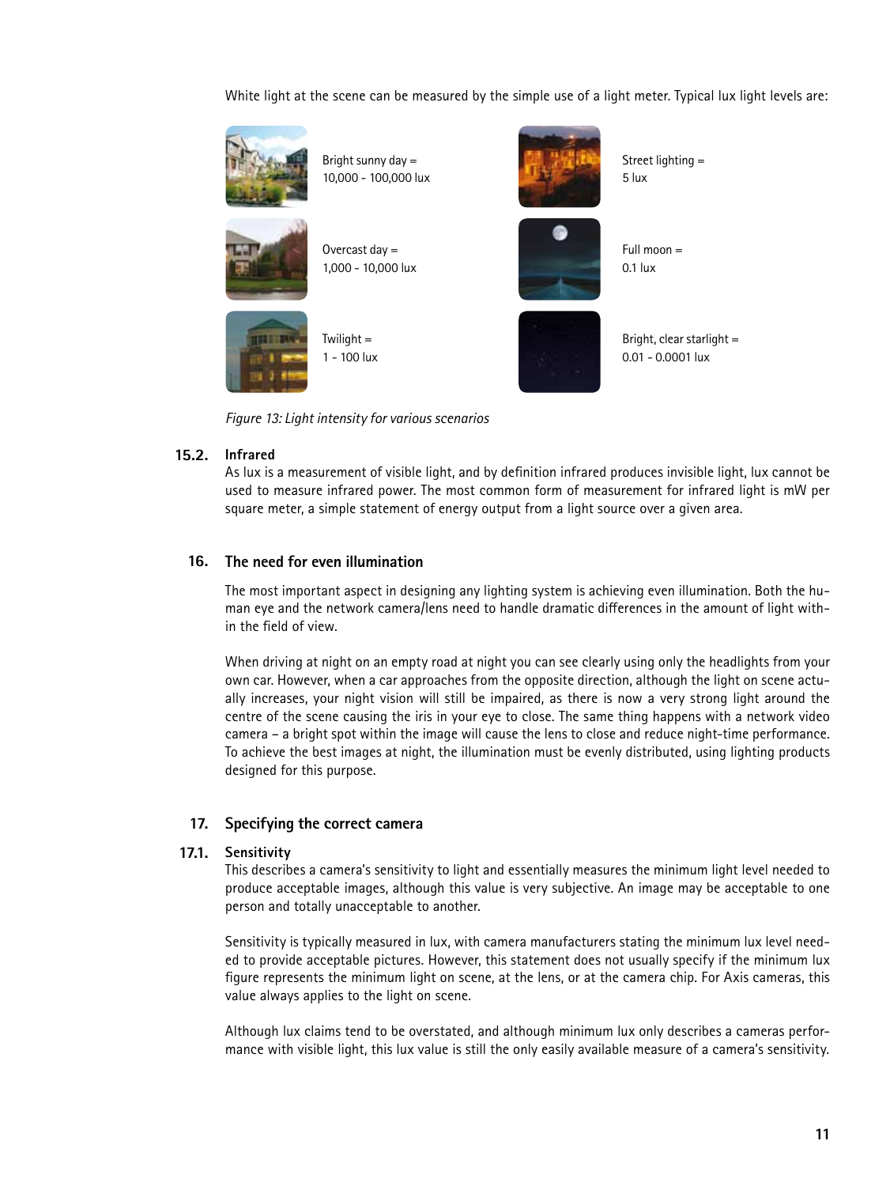White light at the scene can be measured by the simple use of a light meter. Typical lux light levels are:

Bright sunny day = 10,000 - 100,000 lux

Overcast day = 1,000 - 10,000 lux

Twilight = 1 - 100 lux

Street lighting = 5 lux

Full moon = 0.1 lux

Bright, clear starlight = 0.01 - 0.0001 lux

*Figure 13: Light intensity for various scenarios*

### 15.2. Infrared

As lux is a measurement of visible light, and by definition infrared produces invisible light, lux cannot be used to measure infrared power. The most common form of measurement for infrared light is mW per square meter, a simple statement of energy output from a light source over a given area.

## 16. The need for even illumination

The most important aspect in designing any lighting system is achieving even illumination. Both the human eye and the network camera/lens need to handle dramatic differences in the amount of light within the field of view.

When driving at night on an empty road at night you can see clearly using only the headlights from your own car. However, when a car approaches from the opposite direction, although the light on scene actually increases, your night vision will still be impaired, as there is now a very strong light around the centre of the scene causing the iris in your eye to close. The same thing happens with a network video camera – a bright spot within the image will cause the lens to close and reduce night-time performance. To achieve the best images at night, the illumination must be evenly distributed, using lighting products designed for this purpose.

## 17. Specifying the correct camera

### 17.1. Sensitivity

This describes a camera's sensitivity to light and essentially measures the minimum light level needed to produce acceptable images, although this value is very subjective. An image may be acceptable to one person and totally unacceptable to another.

Sensitivity is typically measured in lux, with camera manufacturers stating the minimum lux level needed to provide acceptable pictures. However, this statement does not usually specify if the minimum lux figure represents the minimum light on scene, at the lens, or at the camera chip. For Axis cameras, this value always applies to the light on scene.

Although lux claims tend to be overstated, and although minimum lux only describes a cameras performance with visible light, this lux value is still the only easily available measure of a camera's sensitivity.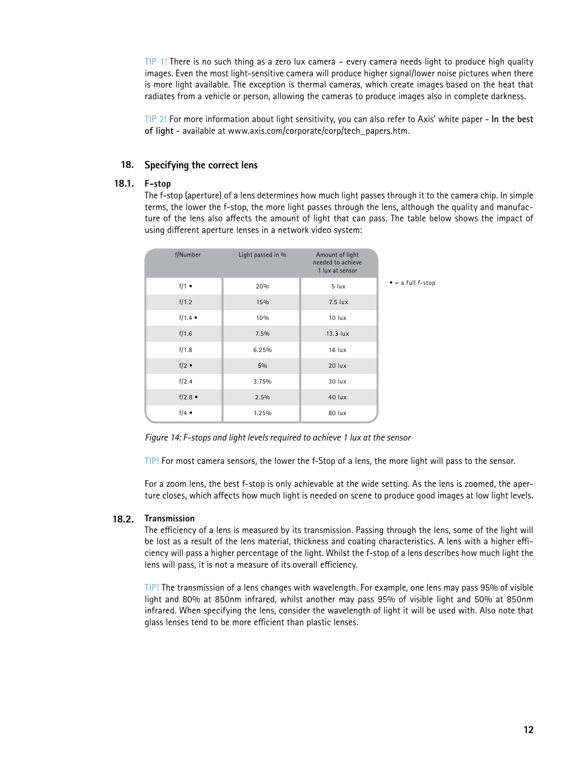**TIP 1!** There is no such thing as a zero lux camera – every camera needs light to produce high quality images. Even the most light-sensitive camera will produce higher signal/lower noise pictures when there is more light available. The exception is thermal cameras, which create images based on the heat that radiates from a vehicle or person, allowing the cameras to produce images also in complete darkness.

**TIP 2!** For more information about light sensitivity, you can also refer to Axis' white paper - **In the best of light** - available at www.axis.com/corporate/corp/tech_papers.htm.

## 18. Specifying the correct lens

### 18.1. F-stop

The f-stop (aperture) of a lens determines how much light passes through it to the camera chip. In simple terms, the lower the f-stop, the more light passes through the lens, although the quality and manufacture of the lens also affects the amount of light that can pass. The table below shows the impact of using different aperture lenses in a network video system:

| f/Number | Light passed in % | Amount of light needed to achieve 1 lux at sensor |
|---|---|---|
| f/1 • | 20% | 5 lux |
| f/1.2 | 15% | 7.5 lux |
| f/1.4 • | 10% | 10 lux |
| f/1.6 | 7.5% | 13.3 lux |
| f/1.8 | 6.25% | 16 lux |
| f/2 • | 5% | 20 lux |
| f/2.4 | 3.75% | 30 lux |
| f/2.8 • | 2.5% | 40 lux |
| f/4 • | 1.25% | 80 lux |

• = a full f-stop

*Figure 14: F-stops and light levels required to achieve 1 lux at the sensor*

**TIP!** For most camera sensors, the lower the f-Stop of a lens, the more light will pass to the sensor.

For a zoom lens, the best f-stop is only achievable at the wide setting. As the lens is zoomed, the aperture closes, which affects how much light is needed on scene to produce good images at low light levels.

### 18.2. Transmission

The efficiency of a lens is measured by its transmission. Passing through the lens, some of the light will be lost as a result of the lens material, thickness and coating characteristics. A lens with a higher efficiency will pass a higher percentage of the light. Whilst the f-stop of a lens describes how much light the lens will pass, it is not a measure of its overall efficiency.

**TIP!** The transmission of a lens changes with wavelength. For example, one lens may pass 95% of visible light and 80% at 850nm infrared, whilst another may pass 95% of visible light and 50% at 850nm infrared. When specifying the lens, consider the wavelength of light it will be used with. Also note that glass lenses tend to be more efficient than plastic lenses.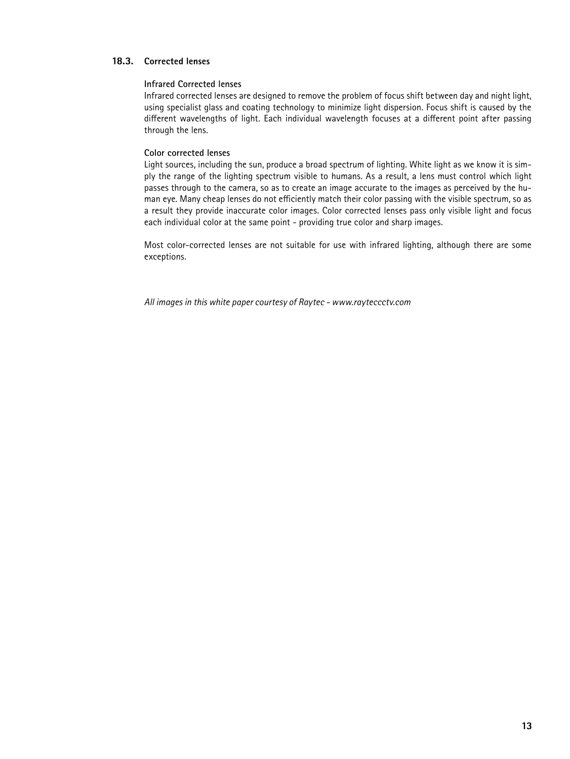## 18.3. Corrected lenses

### Infrared Corrected lenses

Infrared corrected lenses are designed to remove the problem of focus shift between day and night light, using specialist glass and coating technology to minimize light dispersion. Focus shift is caused by the different wavelengths of light. Each individual wavelength focuses at a different point after passing through the lens.

### Color corrected lenses

Light sources, including the sun, produce a broad spectrum of lighting. White light as we know it is simply the range of the lighting spectrum visible to humans. As a result, a lens must control which light passes through to the camera, so as to create an image accurate to the images as perceived by the human eye. Many cheap lenses do not efficiently match their color passing with the visible spectrum, so as a result they provide inaccurate color images. Color corrected lenses pass only visible light and focus each individual color at the same point - providing true color and sharp images.

Most color-corrected lenses are not suitable for use with infrared lighting, although there are some exceptions.

*All images in this white paper courtesy of Raytec - www.rayteccctv.com*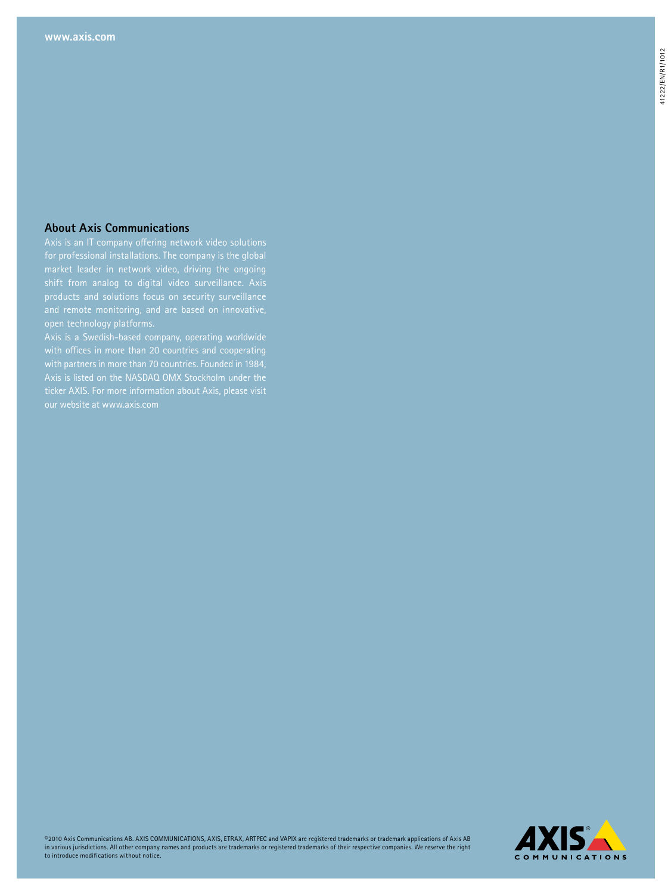www.axis.com

## About Axis Communications

Axis is an IT company offering network video solutions for professional installations. The company is the global market leader in network video, driving the ongoing shift from analog to digital video surveillance. Axis products and solutions focus on security surveillance and remote monitoring, and are based on innovative, open technology platforms.

Axis is a Swedish-based company, operating worldwide with offices in more than 20 countries and cooperating with partners in more than 70 countries. Founded in 1984, Axis is listed on the NASDAQ OMX Stockholm under the ticker AXIS. For more information about Axis, please visit our website at www.axis.com

41222/EN/R1/1012

©2010 Axis Communications AB. AXIS COMMUNICATIONS, AXIS, ETRAX, ARTPEC and VAPIX are registered trademarks or trademark applications of Axis AB in various jurisdictions. All other company names and products are trademarks or registered trademarks of their respective companies. We reserve the right to introduce modifications without notice.